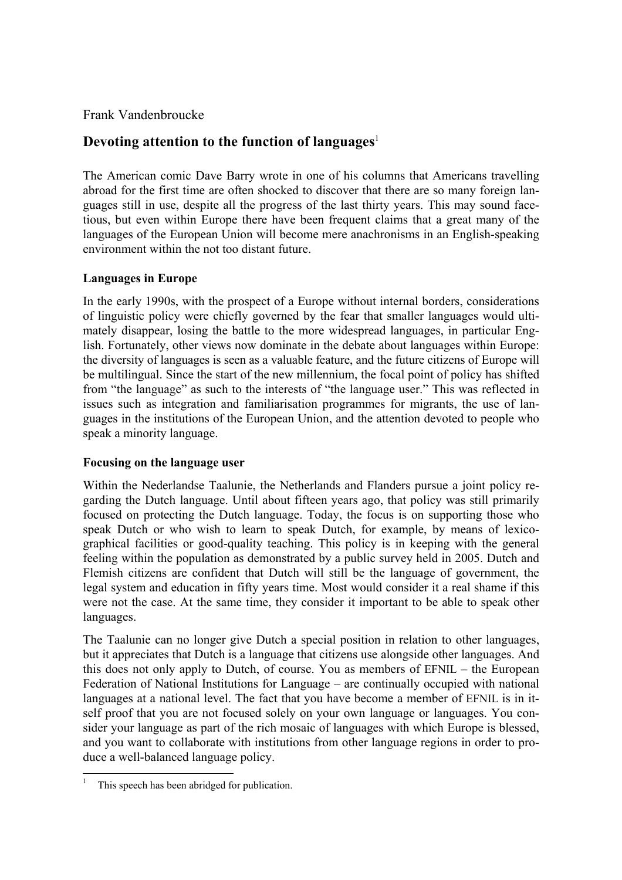Frank Vandenbroucke

# Devoting attention to the function of languages[1]

The American comic Dave Barry wrote in one of his columns that Americans travelling abroad for the first time are often shocked to discover that there are so many foreign languages still in use, despite all the progress of the last thirty years. This may sound facetious, but even within Europe there have been frequent claims that a great many of the languages of the European Union will become mere anachronisms in an English-speaking environment within the not too distant future.

## Languages in Europe

In the early 1990s, with the prospect of a Europe without internal borders, considerations of linguistic policy were chiefly governed by the fear that smaller languages would ultimately disappear, losing the battle to the more widespread languages, in particular English. Fortunately, other views now dominate in the debate about languages within Europe: the diversity of languages is seen as a valuable feature, and the future citizens of Europe will be multilingual. Since the start of the new millennium, the focal point of policy has shifted from "the language" as such to the interests of "the language user." This was reflected in issues such as integration and familiarisation programmes for migrants, the use of languages in the institutions of the European Union, and the attention devoted to people who speak a minority language.

## Focusing on the language user

Within the Nederlandse Taalunie, the Netherlands and Flanders pursue a joint policy regarding the Dutch language. Until about fifteen years ago, that policy was still primarily focused on protecting the Dutch language. Today, the focus is on supporting those who speak Dutch or who wish to learn to speak Dutch, for example, by means of lexicographical facilities or good-quality teaching. This policy is in keeping with the general feeling within the population as demonstrated by a public survey held in 2005. Dutch and Flemish citizens are confident that Dutch will still be the language of government, the legal system and education in fifty years time. Most would consider it a real shame if this were not the case. At the same time, they consider it important to be able to speak other languages.

The Taalunie can no longer give Dutch a special position in relation to other languages, but it appreciates that Dutch is a language that citizens use alongside other languages. And this does not only apply to Dutch, of course. You as members of EFNIL – the European Federation of National Institutions for Language – are continually occupied with national languages at a national level. The fact that you have become a member of EFNIL is in itself proof that you are not focused solely on your own language or languages. You consider your language as part of the rich mosaic of languages with which Europe is blessed, and you want to collaborate with institutions from other language regions in order to produce a well-balanced language policy.

---

[1] This speech has been abridged for publication.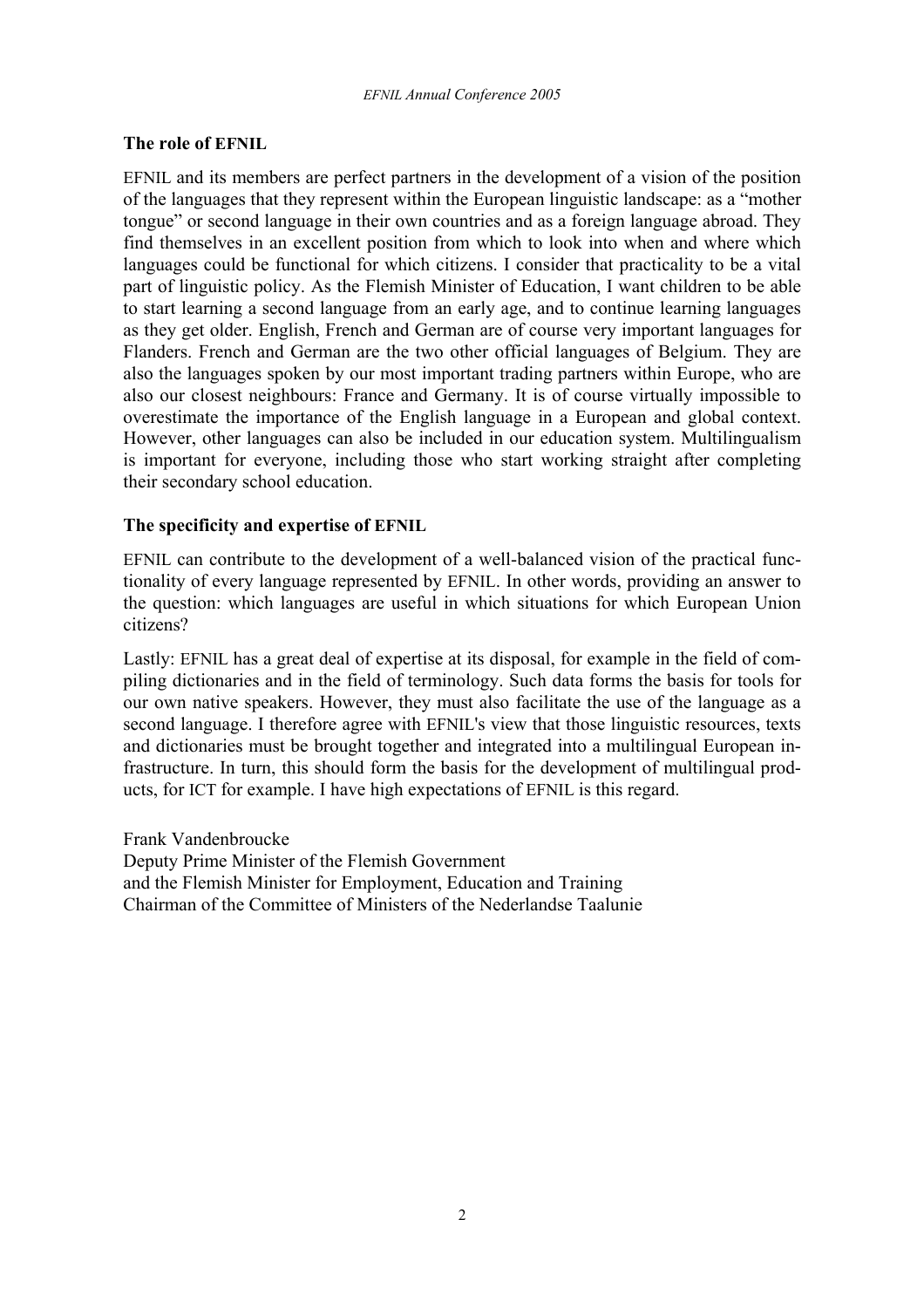## The role of EFNIL

EFNIL and its members are perfect partners in the development of a vision of the position of the languages that they represent within the European linguistic landscape: as a "mother tongue" or second language in their own countries and as a foreign language abroad. They find themselves in an excellent position from which to look into when and where which languages could be functional for which citizens. I consider that practicality to be a vital part of linguistic policy. As the Flemish Minister of Education, I want children to be able to start learning a second language from an early age, and to continue learning languages as they get older. English, French and German are of course very important languages for Flanders. French and German are the two other official languages of Belgium. They are also the languages spoken by our most important trading partners within Europe, who are also our closest neighbours: France and Germany. It is of course virtually impossible to overestimate the importance of the English language in a European and global context. However, other languages can also be included in our education system. Multilingualism is important for everyone, including those who start working straight after completing their secondary school education.

## The specificity and expertise of EFNIL

EFNIL can contribute to the development of a well-balanced vision of the practical functionality of every language represented by EFNIL. In other words, providing an answer to the question: which languages are useful in which situations for which European Union citizens?

Lastly: EFNIL has a great deal of expertise at its disposal, for example in the field of compiling dictionaries and in the field of terminology. Such data forms the basis for tools for our own native speakers. However, they must also facilitate the use of the language as a second language. I therefore agree with EFNIL's view that those linguistic resources, texts and dictionaries must be brought together and integrated into a multilingual European infrastructure. In turn, this should form the basis for the development of multilingual products, for ICT for example. I have high expectations of EFNIL is this regard.

Frank Vandenbroucke
Deputy Prime Minister of the Flemish Government
and the Flemish Minister for Employment, Education and Training
Chairman of the Committee of Ministers of the Nederlandse Taalunie